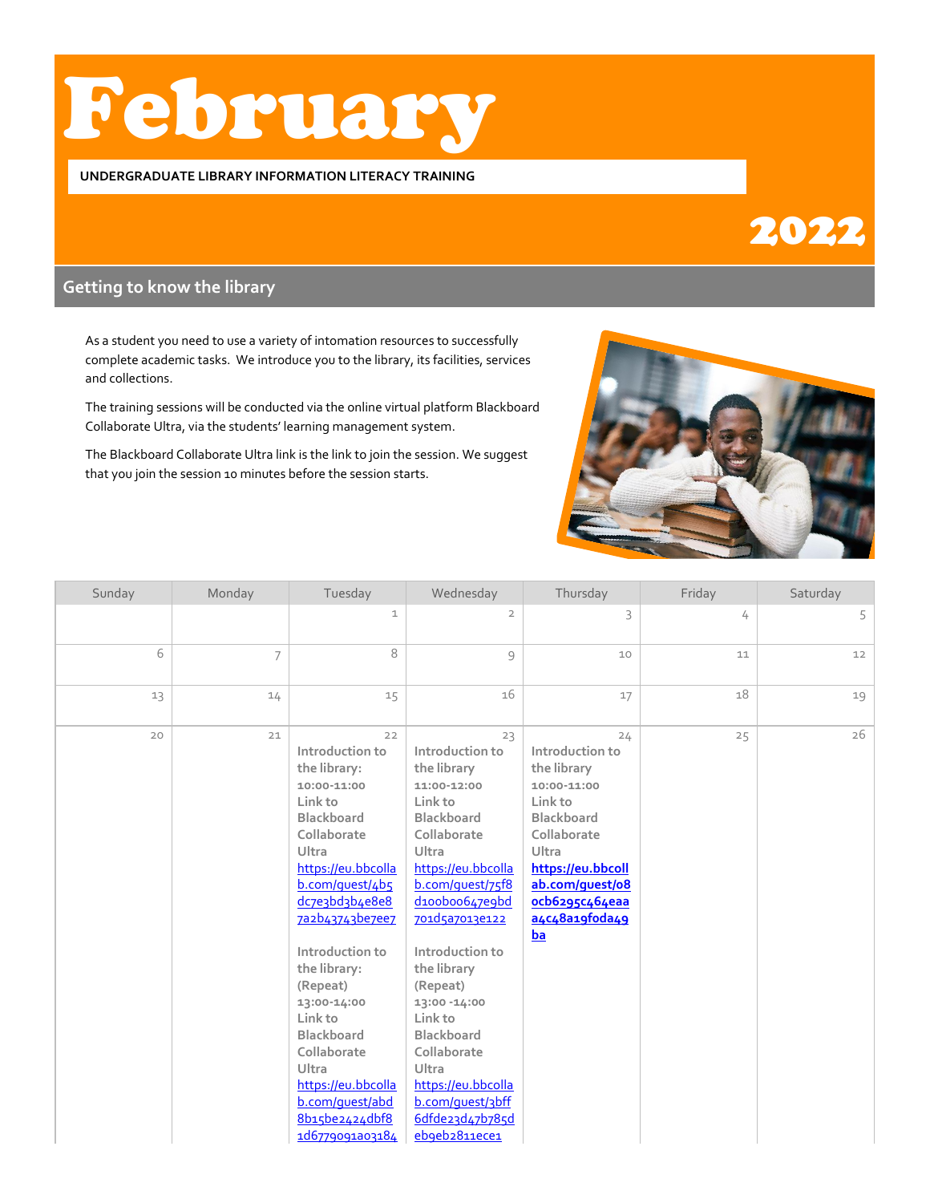# February

**UNDERGRADUATE LIBRARY INFORMATION LITERACY TRAINING**

# 2022

## Getting to know the library

As a student you need to use a variety of intomation resources to successfully complete academic tasks. We introduce you to the library, its facilities, services and collections.

The training sessions will be conducted via the online virtual platform Blackboard Collaborate Ultra, via the students' learning management system.

The Blackboard Collaborate Ultra link is the link to join the session. We suggest that you join the session 10 minutes before the session starts.

| Sunday | Monday | Tuesday | Wednesday | Thursday | Friday | Saturday |
|---|---|---|---|---|---|---|
| | | 1 | 2 | 3 | 4 | 5 |
| 6 | 7 | 8 | 9 | 10 | 11 | 12 |
| 13 | 14 | 15 | 16 | 17 | 18 | 19 |
| 20 | 21 | 22<br>Introduction to the library:<br>10:00-11:00<br>Link to Blackboard Collaborate Ultra<br>https://eu.bbcollab.com/guest/4b5dc7e3bd3b4e8e87a2b43743be7ee7<br><br>Introduction to the library: (Repeat)<br>13:00-14:00<br>Link to Blackboard Collaborate Ultra<br>https://eu.bbcollab.com/guest/abd8b15be2424dbf81d6779091a03184 | 23<br>Introduction to the library<br>11:00-12:00<br>Link to Blackboard Collaborate Ultra<br>https://eu.bbcollab.com/guest/75f8d100b00647e9bd701d5a7013e122<br><br>Introduction to the library (Repeat)<br>13:00 -14:00<br>Link to Blackboard Collaborate Ultra<br>https://eu.bbcollab.com/guest/3bff6dfde23d47b785deb9eb2811ece1 | 24<br>Introduction to the library<br>10:00-11:00<br>Link to Blackboard Collaborate Ultra<br>**https://eu.bbcollab.com/guest/08ocb6295c464eaaa4c48a19foda49ba** | 25 | 26 |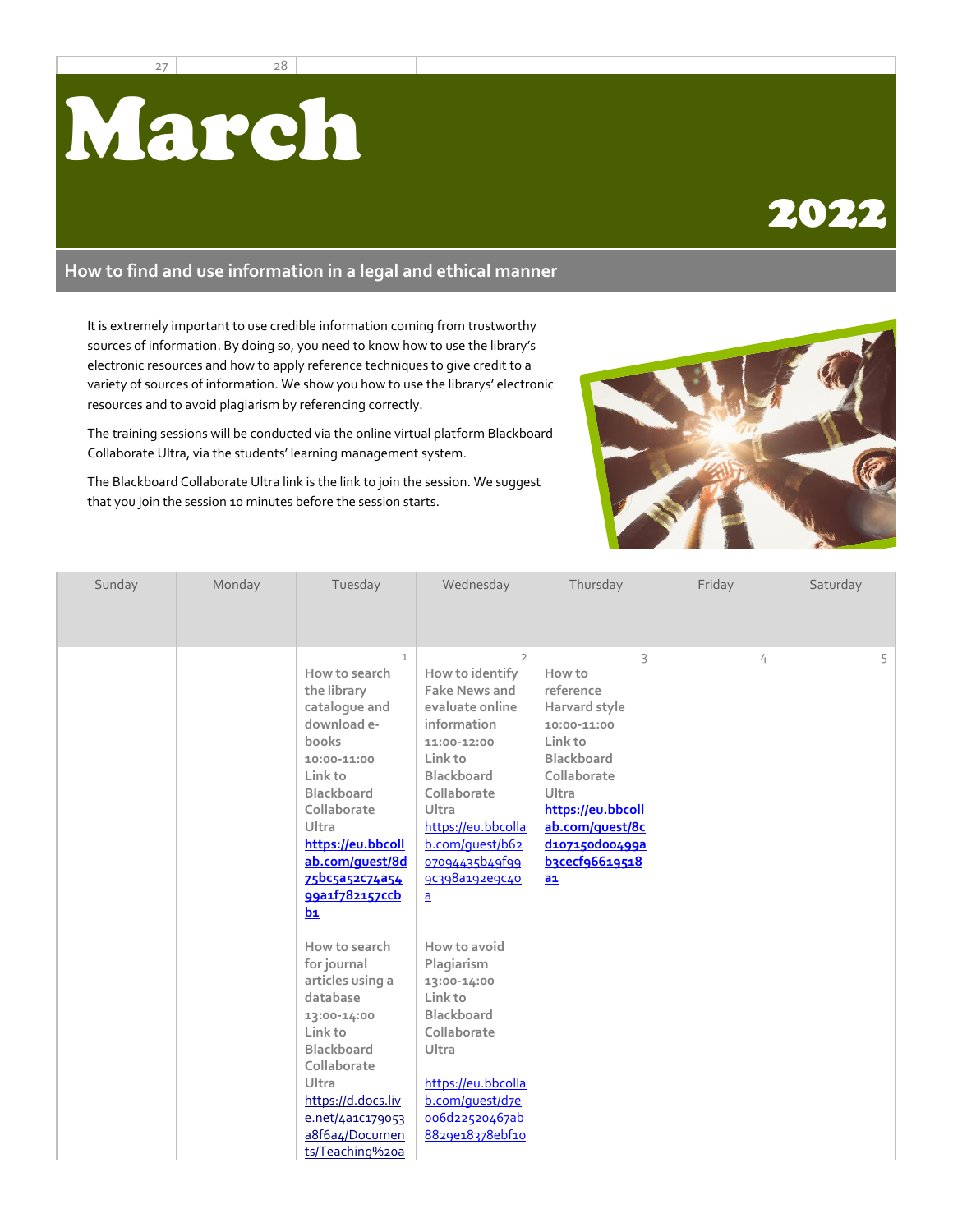# March

## 2022

### How to find and use information in a legal and ethical manner

It is extremely important to use credible information coming from trustworthy sources of information. By doing so, you need to know how to use the library's electronic resources and how to apply reference techniques to give credit to a variety of sources of information. We show you how to use the librarys' electronic resources and to avoid plagiarism by referencing correctly.

The training sessions will be conducted via the online virtual platform Blackboard Collaborate Ultra, via the students' learning management system.

The Blackboard Collaborate Ultra link is the link to join the session. We suggest that you join the session 10 minutes before the session starts.

| Sunday | Monday | Tuesday | Wednesday | Thursday | Friday | Saturday |
|---|---|---|---|---|---|---|
| | | 1<br>How to search the library catalogue and download e-books<br>10:00-11:00<br>Link to Blackboard Collaborate Ultra<br>**https://eu.bbcollab.com/guest/8d75bc5a52c74a5499a1f782157ccbb1**<br><br>How to search for journal articles using a database<br>13:00-14:00<br>Link to Blackboard Collaborate Ultra<br>https://d.docs.live.net/4a1c179053a8f6a4/Documents/Teaching%20a | 2<br>How to identify Fake News and evaluate online information<br>11:00-12:00<br>Link to Blackboard Collaborate Ultra<br>https://eu.bbcollab.com/guest/b6207094435b49f999c398a192e9c40a<br><br>How to avoid Plagiarism<br>13:00-14:00<br>Link to Blackboard Collaborate Ultra<br><br>https://eu.bbcollab.com/guest/d7e006d22520467ab8829e18378ebf10 | 3<br>How to reference Harvard style<br>10:00-11:00<br>Link to Blackboard Collaborate Ultra<br>**https://eu.bbcollab.com/guest/8cd107150d00499ab3cecf96619518a1** | 4 | 5 |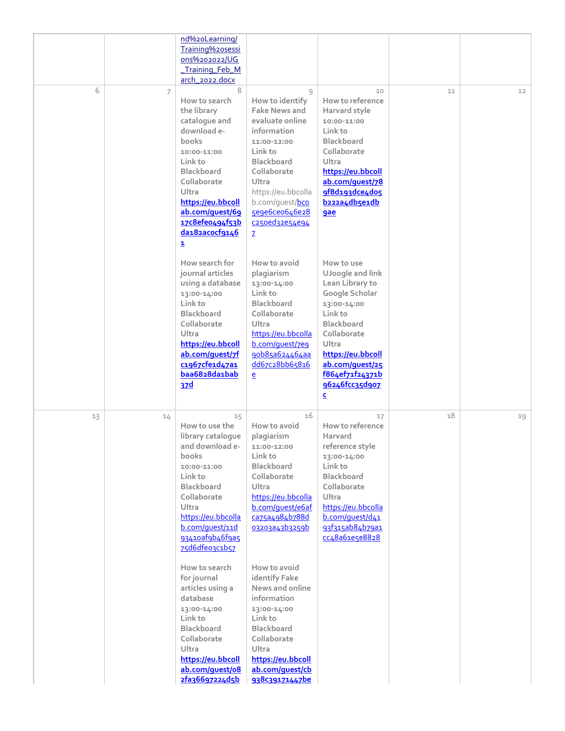| | | | | | | |
|---|---|---|---|---|---|---|
| | | nd%20Learning/Training%20sessions%202022/UG_Training_Feb_March_2022.docx | | | | |
| 6 | 7 | 8<br>How to search the library catalogue and download e-books<br>10:00-11:00<br>Link to Blackboard Collaborate Ultra<br>**https://eu.bbcollab.com/guest/6917c8efe0494f53bda182acocf91461**<br><br>How search for journal articles using a database<br>13:00-14:00<br>Link to Blackboard Collaborate Ultra<br>**https://eu.bbcollab.com/guest/7fc1967cfe1d47a1baa6828da1bab37d** | 9<br>How to identify Fake News and evaluate online information<br>11:00-12:00<br>Link to Blackboard Collaborate Ultra<br>https://eu.bbcollab.com/guest/bco5e9e6ce0646e28c250ed32e54e947<br><br>How to avoid plagiarism<br>13:00-14:00<br>Link to Blackboard Collaborate Ultra<br>https://eu.bbcollab.com/guest/7e990b85a624464aadd67c28bb65816e | 10<br>How to reference Harvard style<br>10:00-11:00<br>Link to Blackboard Collaborate Ultra<br>**https://eu.bbcollab.com/guest/789f8d193dce4d05b222a4db5e1db9ae**<br><br>How to use UJoogle and link Lean Library to Google Scholar<br>13:00-14:00<br>Link to Blackboard Collaborate Ultra<br>**https://eu.bbcollab.com/guest/25f864ef71f24371b96246fcc35d907c** | 11 | 12 |
| 13 | 14 | 15<br>How to use the library catalogue and download e-books<br>10:00-11:00<br>Link to Blackboard Collaborate Ultra<br>https://eu.bbcollab.com/guest/11d93410af9b46f9a575d6dfe03c1b57<br><br>How to search for journal articles using a database<br>13:00-14:00<br>Link to Blackboard Collaborate Ultra<br>**https://eu.bbcollab.com/guest/082fa36697224d5b** | 16<br>How to avoid plagiarism<br>11:00-12:00<br>Link to Blackboard Collaborate Ultra<br>https://eu.bbcollab.com/guest/e6afca75a4984b788d03203a43b3259b<br><br>How to avoid identify Fake News and online information<br>13:00-14:00<br>Link to Blackboard Collaborate Ultra<br>**https://eu.bbcollab.com/guest/cb938c39171447be** | 17<br>How to reference Harvard reference style<br>13:00-14:00<br>Link to Blackboard Collaborate Ultra<br>https://eu.bbcollab.com/guest/d4193f315ab84b79a1cc48a61e5e8828 | 18 | 19 |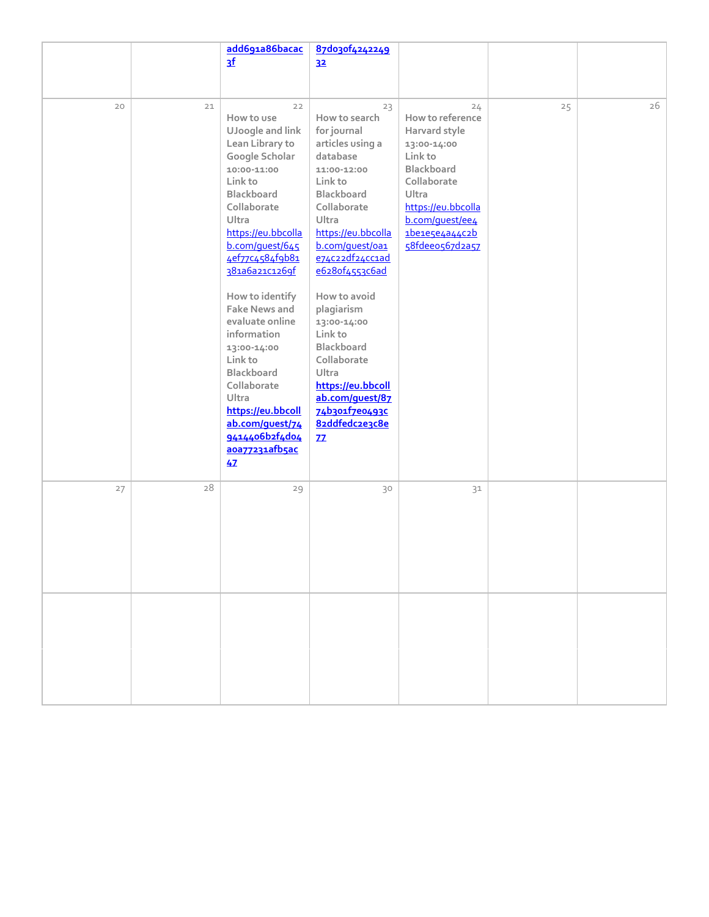| | | | | | | |
|---|---|---|---|---|---|---|
| | | add691a86bacac3f | 87d030f424224932 | | | |
| 20 | 21 | 22<br>How to use UJoogle and link Lean Library to Google Scholar<br>10:00-11:00<br>Link to Blackboard Collaborate Ultra<br>https://eu.bbcollab.com/guest/6454ef77c4584f9b81381a6a21c1269f<br><br>How to identify Fake News and evaluate online information<br>13:00-14:00<br>Link to Blackboard Collaborate Ultra<br>**https://eu.bbcollab.com/guest/749414406b2f4d04a0a77231afb5ac47** | 23<br>How to search for journal articles using a database<br>11:00-12:00<br>Link to Blackboard Collaborate Ultra<br>https://eu.bbcollab.com/guest/0a1e74c22df24cc1ade6280f4553c6ad<br><br>How to avoid plagiarism<br>13:00-14:00<br>Link to Blackboard Collaborate Ultra<br>**https://eu.bbcollab.com/guest/8774b301f7e0493c82ddfedc2e3c8e77** | 24<br>How to reference Harvard style<br>13:00-14:00<br>Link to Blackboard Collaborate Ultra<br>https://eu.bbcollab.com/guest/ee41be1e5e4a44c2b58fdee0567d2a57 | 25 | 26 |
| 27 | 28 | 29 | 30 | 31 | | |
| | | | | | | |